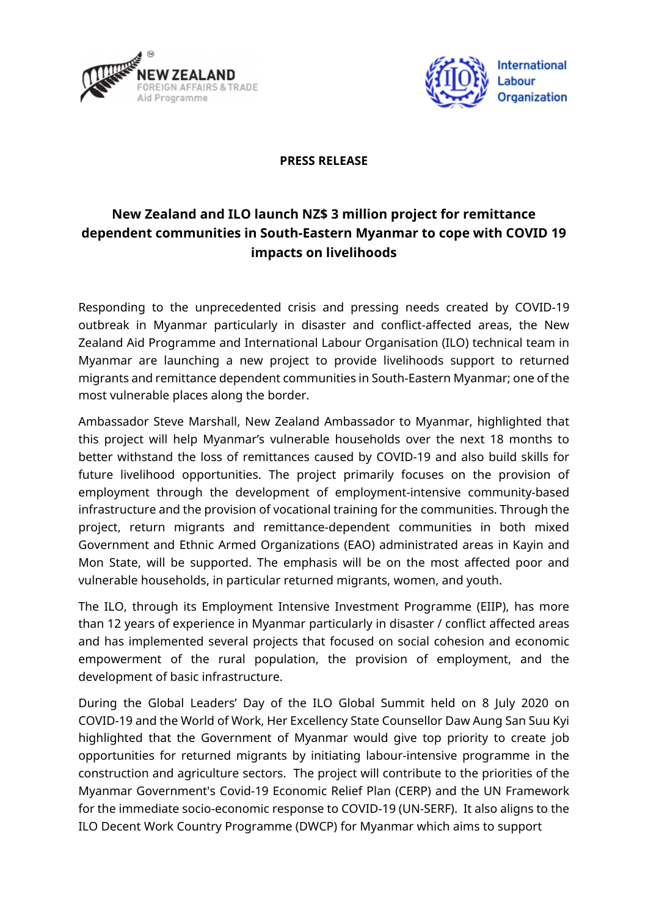**PRESS RELEASE**

# New Zealand and ILO launch NZ$ 3 million project for remittance dependent communities in South-Eastern Myanmar to cope with COVID 19 impacts on livelihoods

Responding to the unprecedented crisis and pressing needs created by COVID-19 outbreak in Myanmar particularly in disaster and conflict-affected areas, the New Zealand Aid Programme and International Labour Organisation (ILO) technical team in Myanmar are launching a new project to provide livelihoods support to returned migrants and remittance dependent communities in South-Eastern Myanmar; one of the most vulnerable places along the border.

Ambassador Steve Marshall, New Zealand Ambassador to Myanmar, highlighted that this project will help Myanmar's vulnerable households over the next 18 months to better withstand the loss of remittances caused by COVID-19 and also build skills for future livelihood opportunities. The project primarily focuses on the provision of employment through the development of employment-intensive community-based infrastructure and the provision of vocational training for the communities. Through the project, return migrants and remittance-dependent communities in both mixed Government and Ethnic Armed Organizations (EAO) administrated areas in Kayin and Mon State, will be supported. The emphasis will be on the most affected poor and vulnerable households, in particular returned migrants, women, and youth.

The ILO, through its Employment Intensive Investment Programme (EIIP), has more than 12 years of experience in Myanmar particularly in disaster / conflict affected areas and has implemented several projects that focused on social cohesion and economic empowerment of the rural population, the provision of employment, and the development of basic infrastructure.

During the Global Leaders' Day of the ILO Global Summit held on 8 July 2020 on COVID-19 and the World of Work, Her Excellency State Counsellor Daw Aung San Suu Kyi highlighted that the Government of Myanmar would give top priority to create job opportunities for returned migrants by initiating labour-intensive programme in the construction and agriculture sectors. The project will contribute to the priorities of the Myanmar Government's Covid-19 Economic Relief Plan (CERP) and the UN Framework for the immediate socio-economic response to COVID-19 (UN-SERF). It also aligns to the ILO Decent Work Country Programme (DWCP) for Myanmar which aims to support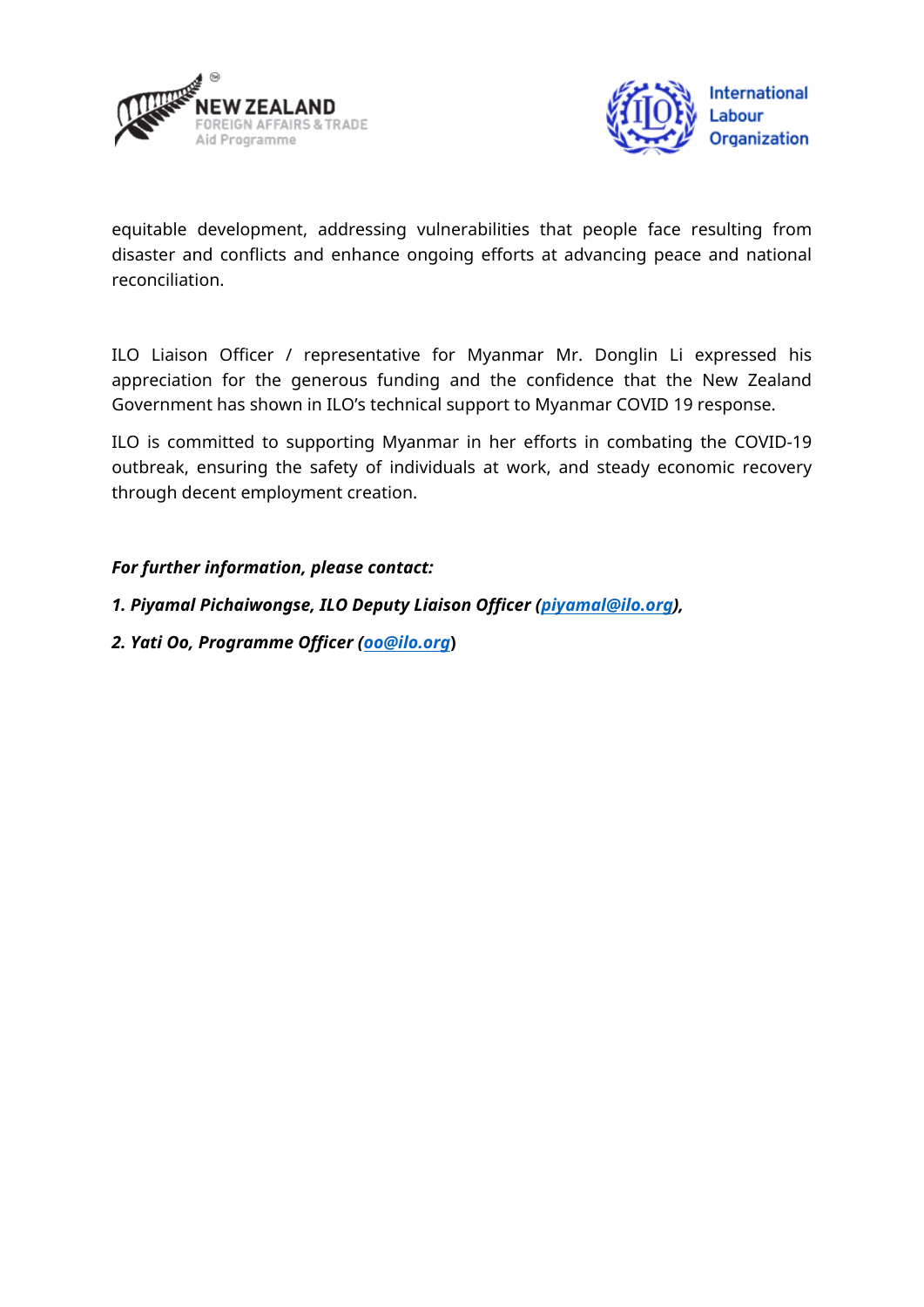equitable development, addressing vulnerabilities that people face resulting from disaster and conflicts and enhance ongoing efforts at advancing peace and national reconciliation.

ILO Liaison Officer / representative for Myanmar Mr. Donglin Li expressed his appreciation for the generous funding and the confidence that the New Zealand Government has shown in ILO's technical support to Myanmar COVID 19 response.

ILO is committed to supporting Myanmar in her efforts in combating the COVID-19 outbreak, ensuring the safety of individuals at work, and steady economic recovery through decent employment creation.

***For further information, please contact:***

***1. Piyamal Pichaiwongse, ILO Deputy Liaison Officer (piyamal@ilo.org),***

***2. Yati Oo, Programme Officer (oo@ilo.org)***